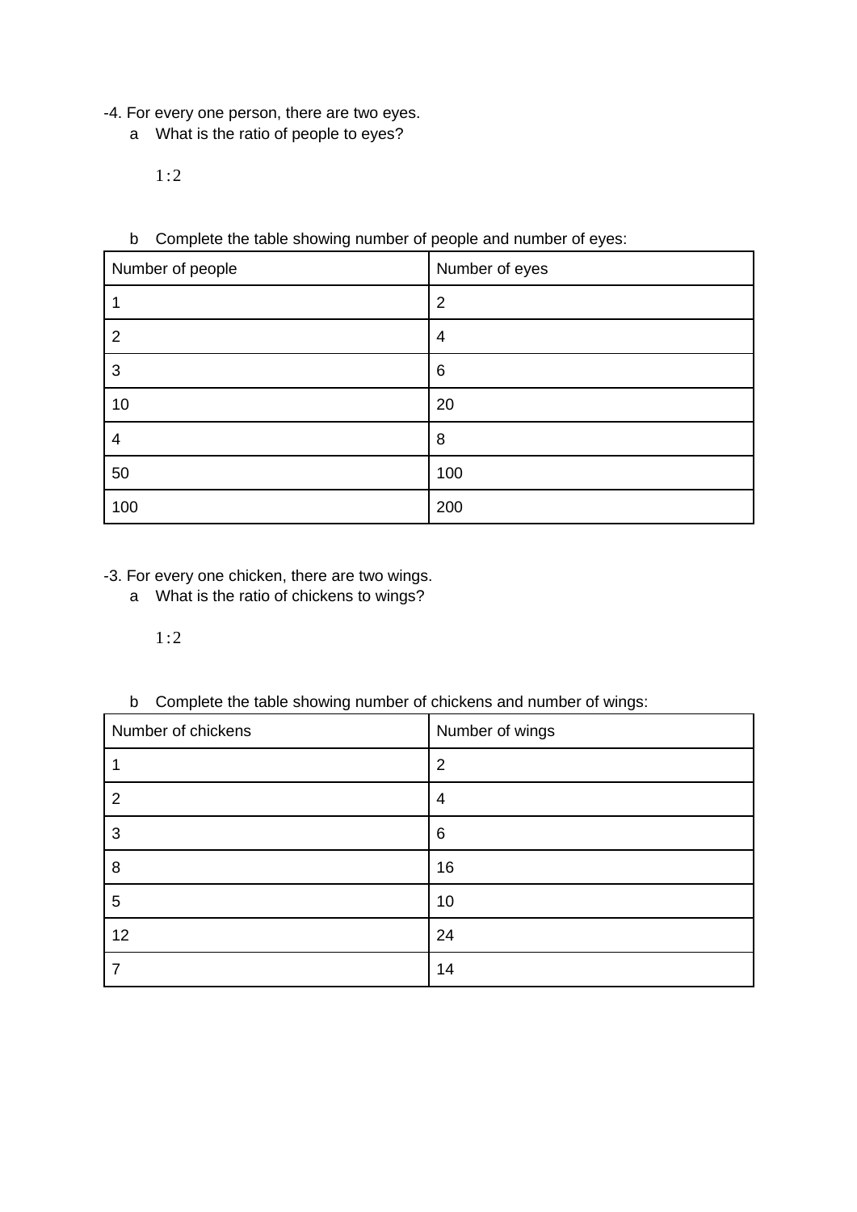-4. For every one person, there are two eyes.

a What is the ratio of people to eyes?

$1:2$

b Complete the table showing number of people and number of eyes:

| Number of people | Number of eyes |
|---|---|
| 1 | 2 |
| 2 | 4 |
| 3 | 6 |
| 10 | 20 |
| 4 | 8 |
| 50 | 100 |
| 100 | 200 |

-3. For every one chicken, there are two wings.

a What is the ratio of chickens to wings?

$1:2$

b Complete the table showing number of chickens and number of wings:

| Number of chickens | Number of wings |
|---|---|
| 1 | 2 |
| 2 | 4 |
| 3 | 6 |
| 8 | 16 |
| 5 | 10 |
| 12 | 24 |
| 7 | 14 |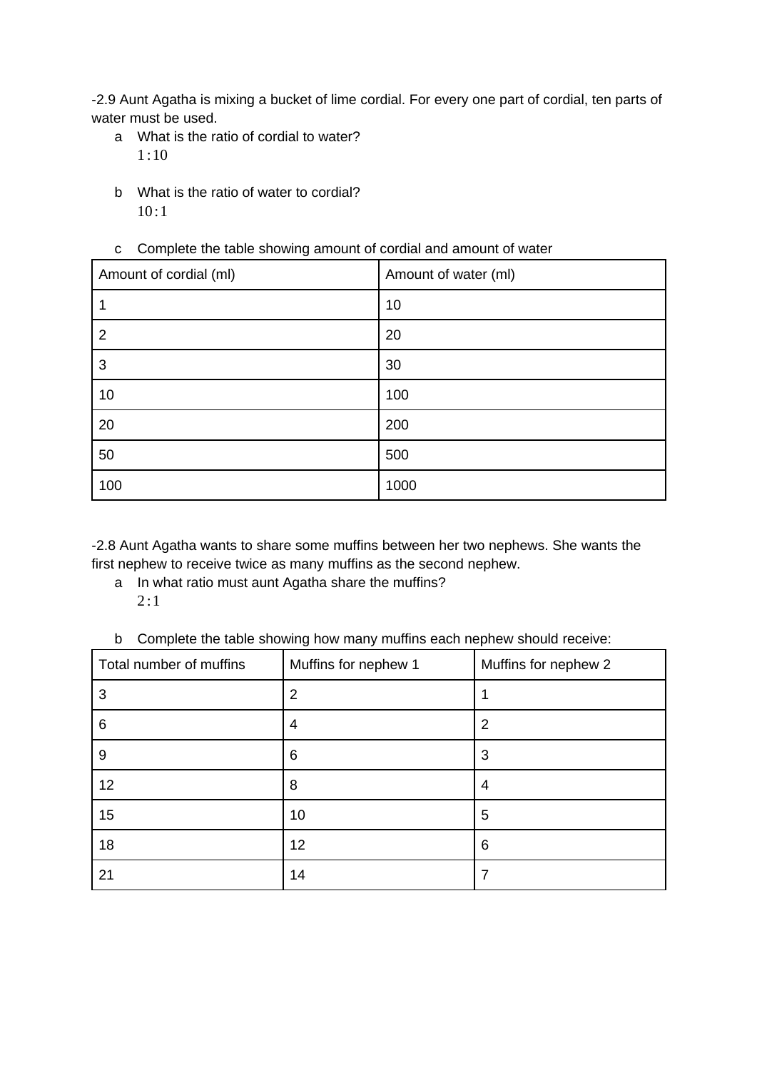-2.9 Aunt Agatha is mixing a bucket of lime cordial. For every one part of cordial, ten parts of water must be used.

a What is the ratio of cordial to water?
$1:10$

b What is the ratio of water to cordial?
$10:1$

c Complete the table showing amount of cordial and amount of water

| Amount of cordial (ml) | Amount of water (ml) |
|---|---|
| 1 | 10 |
| 2 | 20 |
| 3 | 30 |
| 10 | 100 |
| 20 | 200 |
| 50 | 500 |
| 100 | 1000 |

-2.8 Aunt Agatha wants to share some muffins between her two nephews. She wants the first nephew to receive twice as many muffins as the second nephew.

a In what ratio must aunt Agatha share the muffins?
$2:1$

b Complete the table showing how many muffins each nephew should receive:

| Total number of muffins | Muffins for nephew 1 | Muffins for nephew 2 |
|---|---|---|
| 3 | 2 | 1 |
| 6 | 4 | 2 |
| 9 | 6 | 3 |
| 12 | 8 | 4 |
| 15 | 10 | 5 |
| 18 | 12 | 6 |
| 21 | 14 | 7 |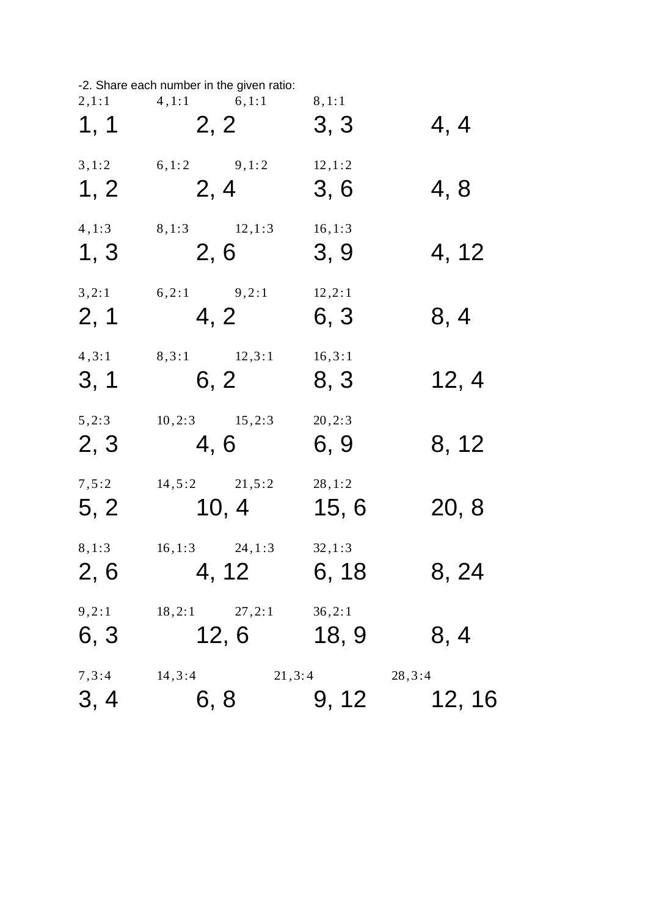-2. Share each number in the given ratio:

| 2,1:1 | 4,1:1 | 6,1:1 | 8,1:1 |
|---|---|---|---|
| 1, 1 | 2, 2 | 3, 3 | 4, 4 |
| 3,1:2 | 6,1:2 | 9,1:2 | 12,1:2 |
| 1, 2 | 2, 4 | 3, 6 | 4, 8 |
| 4,1:3 | 8,1:3 | 12,1:3 | 16,1:3 |
| 1, 3 | 2, 6 | 3, 9 | 4, 12 |
| 3,2:1 | 6,2:1 | 9,2:1 | 12,2:1 |
| 2, 1 | 4, 2 | 6, 3 | 8, 4 |
| 4,3:1 | 8,3:1 | 12,3:1 | 16,3:1 |
| 3, 1 | 6, 2 | 8, 3 | 12, 4 |
| 5,2:3 | 10,2:3 | 15,2:3 | 20,2:3 |
| 2, 3 | 4, 6 | 6, 9 | 8, 12 |
| 7,5:2 | 14,5:2 | 21,5:2 | 28,1:2 |
| 5, 2 | 10, 4 | 15, 6 | 20, 8 |
| 8,1:3 | 16,1:3 | 24,1:3 | 32,1:3 |
| 2, 6 | 4, 12 | 6, 18 | 8, 24 |
| 9,2:1 | 18,2:1 | 27,2:1 | 36,2:1 |
| 6, 3 | 12, 6 | 18, 9 | 8, 4 |
| 7,3:4 | 14,3:4 | 21,3:4 | 28,3:4 |
| 3, 4 | 6, 8 | 9, 12 | 12, 16 |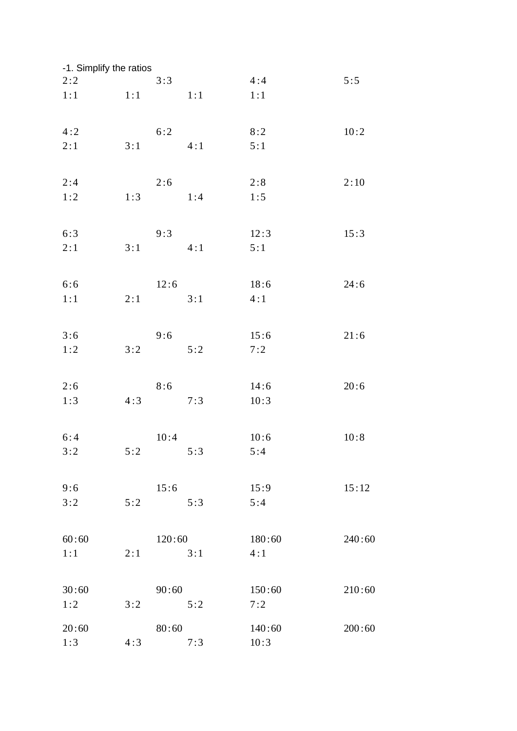-1. Simplify the ratios

| | | | |
|---|---|---|---|
| 2 : 2 | 3 : 3 | 4 : 4 | 5 : 5 |
| 1 : 1 | 1 : 1 | 1 : 1 | 1 : 1 |
| 4 : 2 | 6 : 2 | 8 : 2 | 10 : 2 |
| 2 : 1 | 3 : 1 | 4 : 1 | 5 : 1 |
| 2 : 4 | 2 : 6 | 2 : 8 | 2 : 10 |
| 1 : 2 | 1 : 3 | 1 : 4 | 1 : 5 |
| 6 : 3 | 9 : 3 | 12 : 3 | 15 : 3 |
| 2 : 1 | 3 : 1 | 4 : 1 | 5 : 1 |
| 6 : 6 | 12 : 6 | 18 : 6 | 24 : 6 |
| 1 : 1 | 2 : 1 | 3 : 1 | 4 : 1 |
| 3 : 6 | 9 : 6 | 15 : 6 | 21 : 6 |
| 1 : 2 | 3 : 2 | 5 : 2 | 7 : 2 |
| 2 : 6 | 8 : 6 | 14 : 6 | 20 : 6 |
| 1 : 3 | 4 : 3 | 7 : 3 | 10 : 3 |
| 6 : 4 | 10 : 4 | 10 : 6 | 10 : 8 |
| 3 : 2 | 5 : 2 | 5 : 3 | 5 : 4 |
| 9 : 6 | 15 : 6 | 15 : 9 | 15 : 12 |
| 3 : 2 | 5 : 2 | 5 : 3 | 5 : 4 |
| 60 : 60 | 120 : 60 | 180 : 60 | 240 : 60 |
| 1 : 1 | 2 : 1 | 3 : 1 | 4 : 1 |
| 30 : 60 | 90 : 60 | 150 : 60 | 210 : 60 |
| 1 : 2 | 3 : 2 | 5 : 2 | 7 : 2 |
| 20 : 60 | 80 : 60 | 140 : 60 | 200 : 60 |
| 1 : 3 | 4 : 3 | 7 : 3 | 10 : 3 |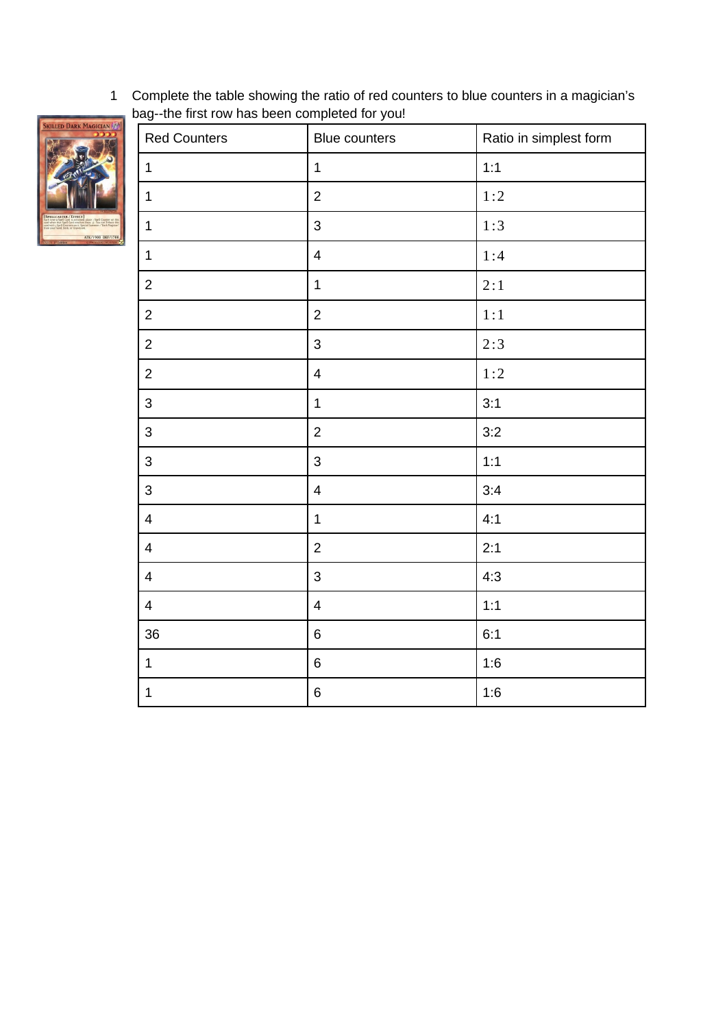1 Complete the table showing the ratio of red counters to blue counters in a magician's bag--the first row has been completed for you!

| Red Counters | Blue counters | Ratio in simplest form |
|---|---|---|
| 1 | 1 | 1:1 |
| 1 | 2 | 1:2 |
| 1 | 3 | 1:3 |
| 1 | 4 | 1:4 |
| 2 | 1 | 2:1 |
| 2 | 2 | 1:1 |
| 2 | 3 | 2:3 |
| 2 | 4 | 1:2 |
| 3 | 1 | 3:1 |
| 3 | 2 | 3:2 |
| 3 | 3 | 1:1 |
| 3 | 4 | 3:4 |
| 4 | 1 | 4:1 |
| 4 | 2 | 2:1 |
| 4 | 3 | 4:3 |
| 4 | 4 | 1:1 |
| 36 | 6 | 6:1 |
| 1 | 6 | 1:6 |
| 1 | 6 | 1:6 |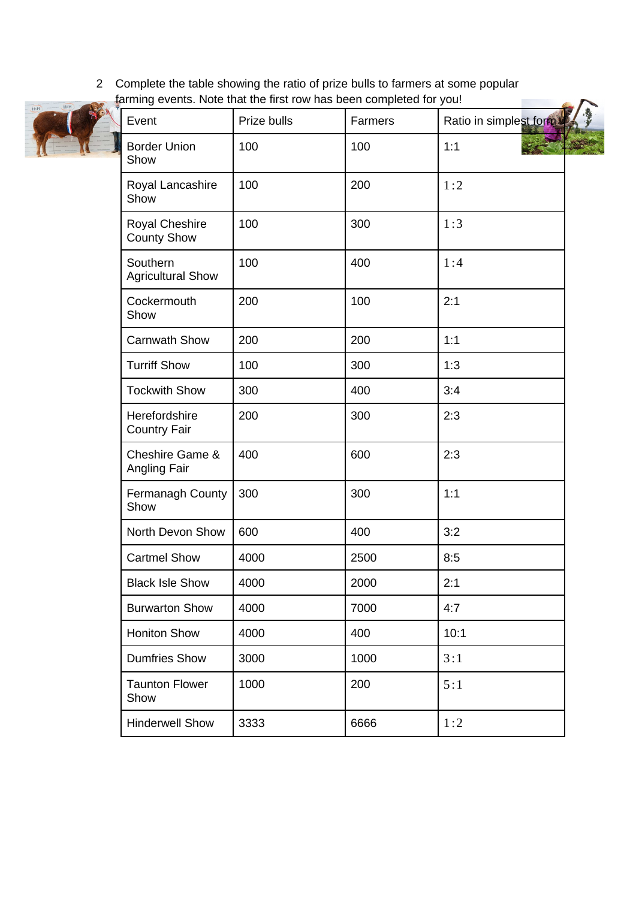2 Complete the table showing the ratio of prize bulls to farmers at some popular farming events. Note that the first row has been completed for you!

| Event | Prize bulls | Farmers | Ratio in simplest form |
|---|---|---|---|
| Border Union Show | 100 | 100 | 1:1 |
| Royal Lancashire Show | 100 | 200 | 1:2 |
| Royal Cheshire County Show | 100 | 300 | 1:3 |
| Southern Agricultural Show | 100 | 400 | 1:4 |
| Cockermouth Show | 200 | 100 | 2:1 |
| Carnwath Show | 200 | 200 | 1:1 |
| Turriff Show | 100 | 300 | 1:3 |
| Tockwith Show | 300 | 400 | 3:4 |
| Herefordshire Country Fair | 200 | 300 | 2:3 |
| Cheshire Game & Angling Fair | 400 | 600 | 2:3 |
| Fermanagh County Show | 300 | 300 | 1:1 |
| North Devon Show | 600 | 400 | 3:2 |
| Cartmel Show | 4000 | 2500 | 8:5 |
| Black Isle Show | 4000 | 2000 | 2:1 |
| Burwarton Show | 4000 | 7000 | 4:7 |
| Honiton Show | 4000 | 400 | 10:1 |
| Dumfries Show | 3000 | 1000 | 3:1 |
| Taunton Flower Show | 1000 | 200 | 5:1 |
| Hinderwell Show | 3333 | 6666 | 1:2 |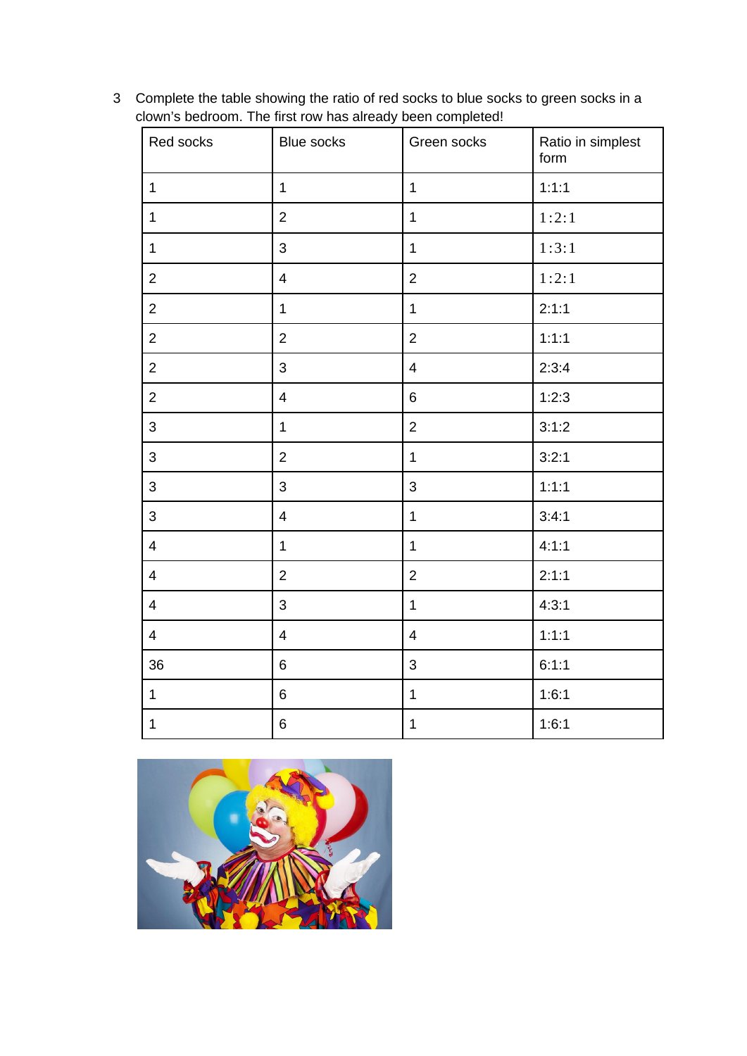3 Complete the table showing the ratio of red socks to blue socks to green socks in a clown's bedroom. The first row has already been completed!

| Red socks | Blue socks | Green socks | Ratio in simplest form |
|---|---|---|---|
| 1 | 1 | 1 | 1:1:1 |
| 1 | 2 | 1 | 1:2:1 |
| 1 | 3 | 1 | 1:3:1 |
| 2 | 4 | 2 | 1:2:1 |
| 2 | 1 | 1 | 2:1:1 |
| 2 | 2 | 2 | 1:1:1 |
| 2 | 3 | 4 | 2:3:4 |
| 2 | 4 | 6 | 1:2:3 |
| 3 | 1 | 2 | 3:1:2 |
| 3 | 2 | 1 | 3:2:1 |
| 3 | 3 | 3 | 1:1:1 |
| 3 | 4 | 1 | 3:4:1 |
| 4 | 1 | 1 | 4:1:1 |
| 4 | 2 | 2 | 2:1:1 |
| 4 | 3 | 1 | 4:3:1 |
| 4 | 4 | 4 | 1:1:1 |
| 36 | 6 | 3 | 6:1:1 |
| 1 | 6 | 1 | 1:6:1 |
| 1 | 6 | 1 | 1:6:1 |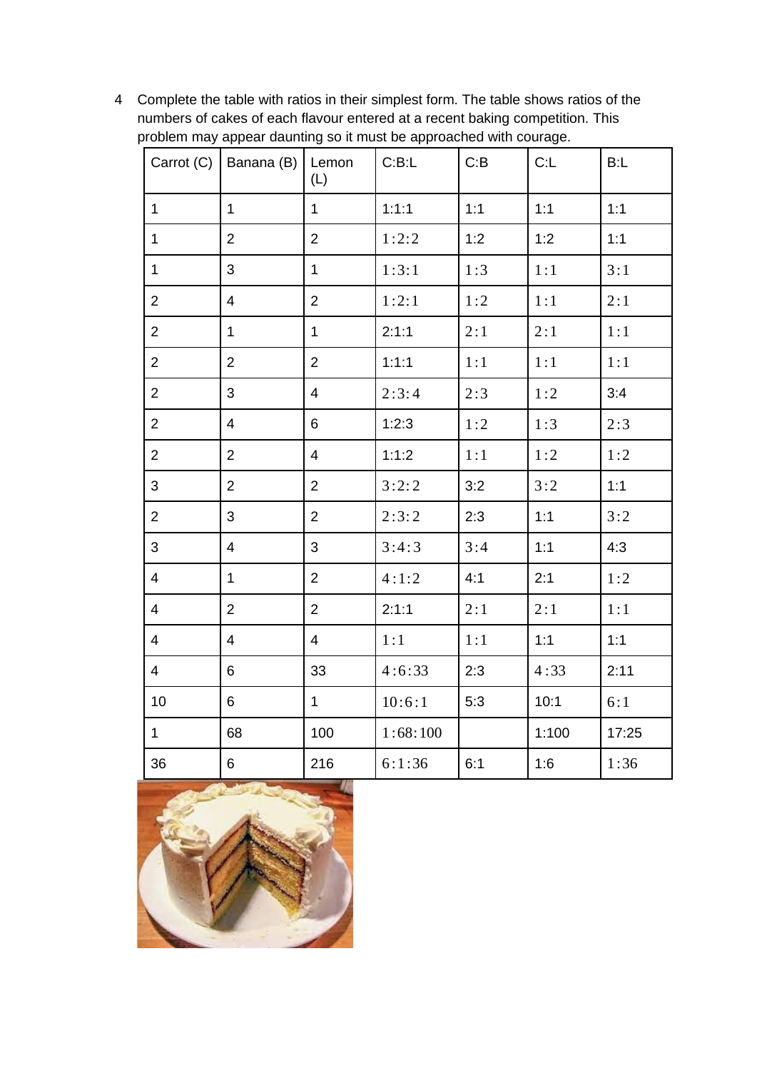4 Complete the table with ratios in their simplest form. The table shows ratios of the numbers of cakes of each flavour entered at a recent baking competition. This problem may appear daunting so it must be approached with courage.

| Carrot (C) | Banana (B) | Lemon (L) | C:B:L | C:B | C:L | B:L |
|---|---|---|---|---|---|---|
| 1 | 1 | 1 | 1:1:1 | 1:1 | 1:1 | 1:1 |
| 1 | 2 | 2 | 1:2:2 | 1:2 | 1:2 | 1:1 |
| 1 | 3 | 1 | 1:3:1 | 1:3 | 1:1 | 3:1 |
| 2 | 4 | 2 | 1:2:1 | 1:2 | 1:1 | 2:1 |
| 2 | 1 | 1 | 2:1:1 | 2:1 | 2:1 | 1:1 |
| 2 | 2 | 2 | 1:1:1 | 1:1 | 1:1 | 1:1 |
| 2 | 3 | 4 | 2:3:4 | 2:3 | 1:2 | 3:4 |
| 2 | 4 | 6 | 1:2:3 | 1:2 | 1:3 | 2:3 |
| 2 | 2 | 4 | 1:1:2 | 1:1 | 1:2 | 1:2 |
| 3 | 2 | 2 | 3:2:2 | 3:2 | 3:2 | 1:1 |
| 2 | 3 | 2 | 2:3:2 | 2:3 | 1:1 | 3:2 |
| 3 | 4 | 3 | 3:4:3 | 3:4 | 1:1 | 4:3 |
| 4 | 1 | 2 | 4:1:2 | 4:1 | 2:1 | 1:2 |
| 4 | 2 | 2 | 2:1:1 | 2:1 | 2:1 | 1:1 |
| 4 | 4 | 4 | 1:1 | 1:1 | 1:1 | 1:1 |
| 4 | 6 | 33 | 4:6:33 | 2:3 | 4:33 | 2:11 |
| 10 | 6 | 1 | 10:6:1 | 5:3 | 10:1 | 6:1 |
| 1 | 68 | 100 | 1:68:100 | | 1:100 | 17:25 |
| 36 | 6 | 216 | 6:1:36 | 6:1 | 1:6 | 1:36 |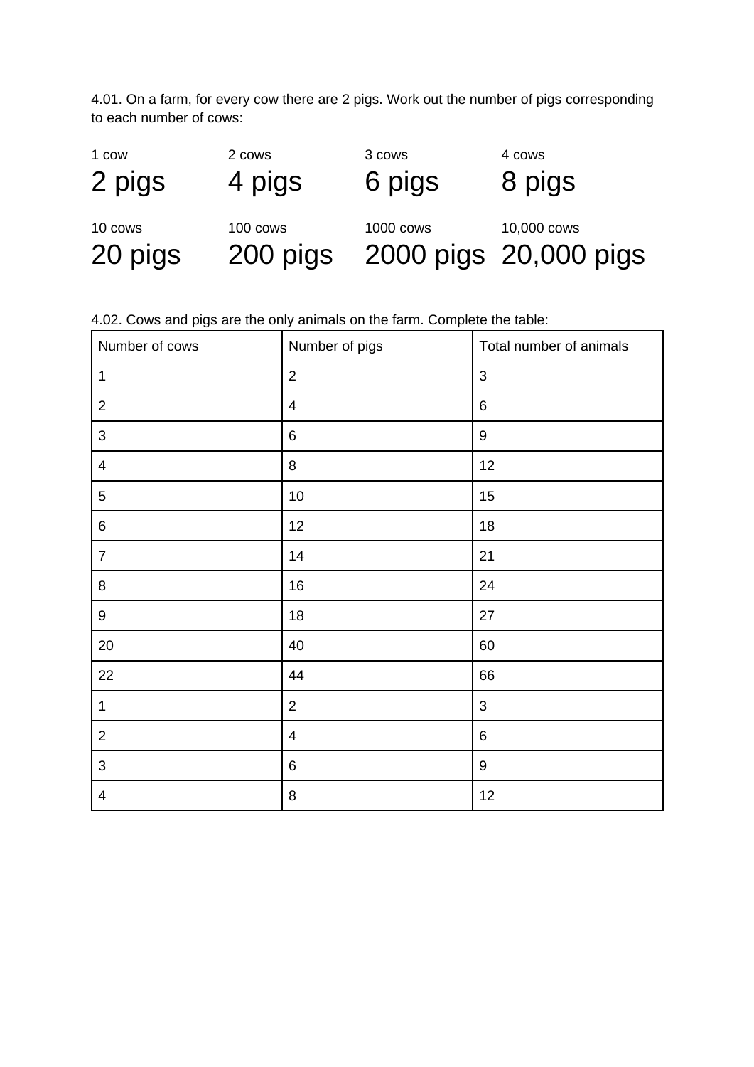4.01. On a farm, for every cow there are 2 pigs. Work out the number of pigs corresponding to each number of cows:

| 1 cow | 2 cows | 3 cows | 4 cows |
| --- | --- | --- | --- |
| 2 pigs | 4 pigs | 6 pigs | 8 pigs |

| 10 cows | 100 cows | 1000 cows | 10,000 cows |
| --- | --- | --- | --- |
| 20 pigs | 200 pigs | 2000 pigs | 20,000 pigs |

4.02. Cows and pigs are the only animals on the farm. Complete the table:

| Number of cows | Number of pigs | Total number of animals |
| --- | --- | --- |
| 1 | 2 | 3 |
| 2 | 4 | 6 |
| 3 | 6 | 9 |
| 4 | 8 | 12 |
| 5 | 10 | 15 |
| 6 | 12 | 18 |
| 7 | 14 | 21 |
| 8 | 16 | 24 |
| 9 | 18 | 27 |
| 20 | 40 | 60 |
| 22 | 44 | 66 |
| 1 | 2 | 3 |
| 2 | 4 | 6 |
| 3 | 6 | 9 |
| 4 | 8 | 12 |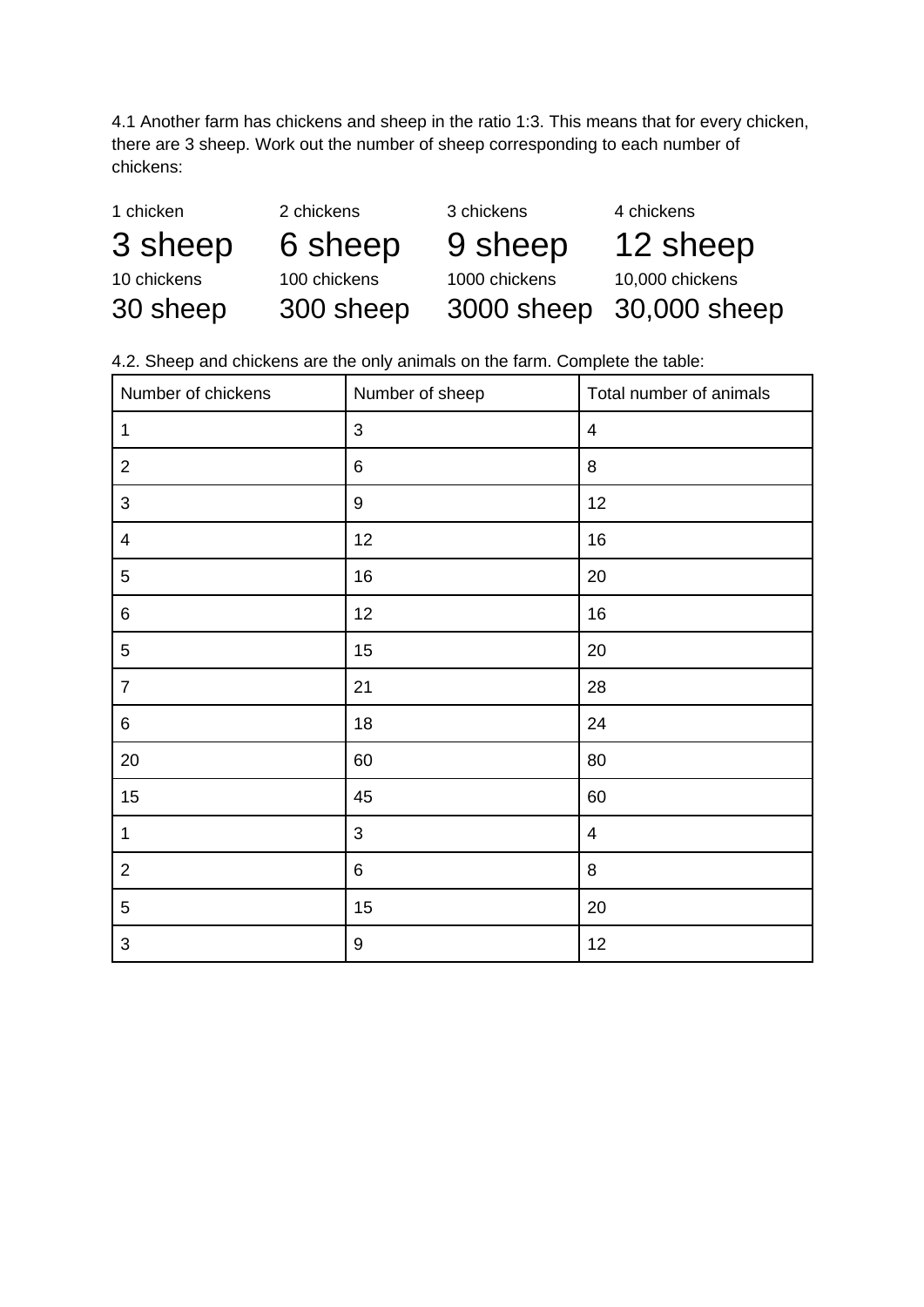4.1 Another farm has chickens and sheep in the ratio 1:3. This means that for every chicken, there are 3 sheep. Work out the number of sheep corresponding to each number of chickens:

| 1 chicken | 2 chickens | 3 chickens | 4 chickens |
|---|---|---|---|
| 3 sheep | 6 sheep | 9 sheep | 12 sheep |
| 10 chickens | 100 chickens | 1000 chickens | 10,000 chickens |
| 30 sheep | 300 sheep | 3000 sheep | 30,000 sheep |

4.2. Sheep and chickens are the only animals on the farm. Complete the table:

| Number of chickens | Number of sheep | Total number of animals |
|---|---|---|
| 1 | 3 | 4 |
| 2 | 6 | 8 |
| 3 | 9 | 12 |
| 4 | 12 | 16 |
| 5 | 16 | 20 |
| 6 | 12 | 16 |
| 5 | 15 | 20 |
| 7 | 21 | 28 |
| 6 | 18 | 24 |
| 20 | 60 | 80 |
| 15 | 45 | 60 |
| 1 | 3 | 4 |
| 2 | 6 | 8 |
| 5 | 15 | 20 |
| 3 | 9 | 12 |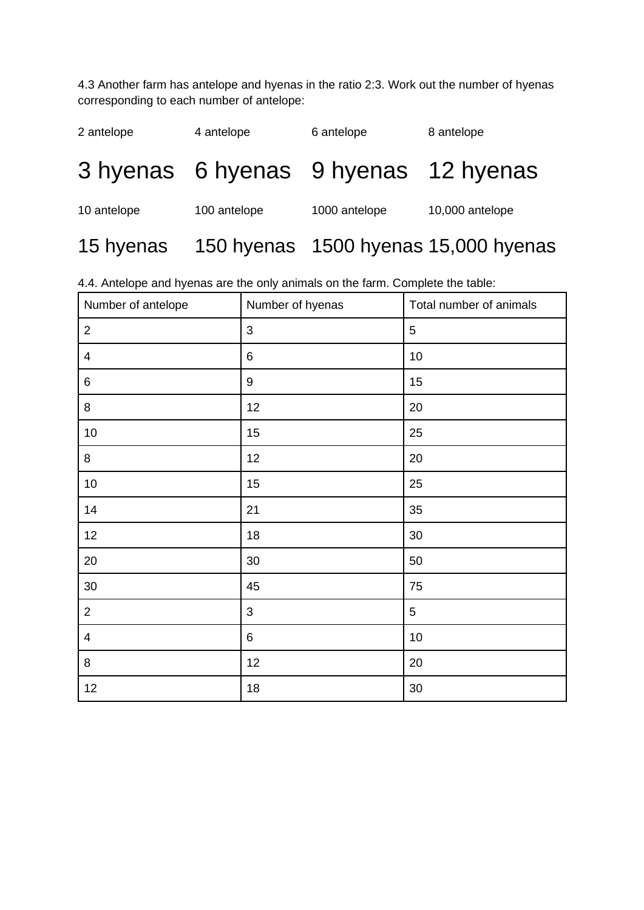4.3 Another farm has antelope and hyenas in the ratio 2:3. Work out the number of hyenas corresponding to each number of antelope:

| 2 antelope | 4 antelope | 6 antelope | 8 antelope |
|---|---|---|---|
| 3 hyenas | 6 hyenas | 9 hyenas | 12 hyenas |
| 10 antelope | 100 antelope | 1000 antelope | 10,000 antelope |
| 15 hyenas | 150 hyenas | 1500 hyenas | 15,000 hyenas |

4.4. Antelope and hyenas are the only animals on the farm. Complete the table:

| Number of antelope | Number of hyenas | Total number of animals |
|---|---|---|
| 2 | 3 | 5 |
| 4 | 6 | 10 |
| 6 | 9 | 15 |
| 8 | 12 | 20 |
| 10 | 15 | 25 |
| 8 | 12 | 20 |
| 10 | 15 | 25 |
| 14 | 21 | 35 |
| 12 | 18 | 30 |
| 20 | 30 | 50 |
| 30 | 45 | 75 |
| 2 | 3 | 5 |
| 4 | 6 | 10 |
| 8 | 12 | 20 |
| 12 | 18 | 30 |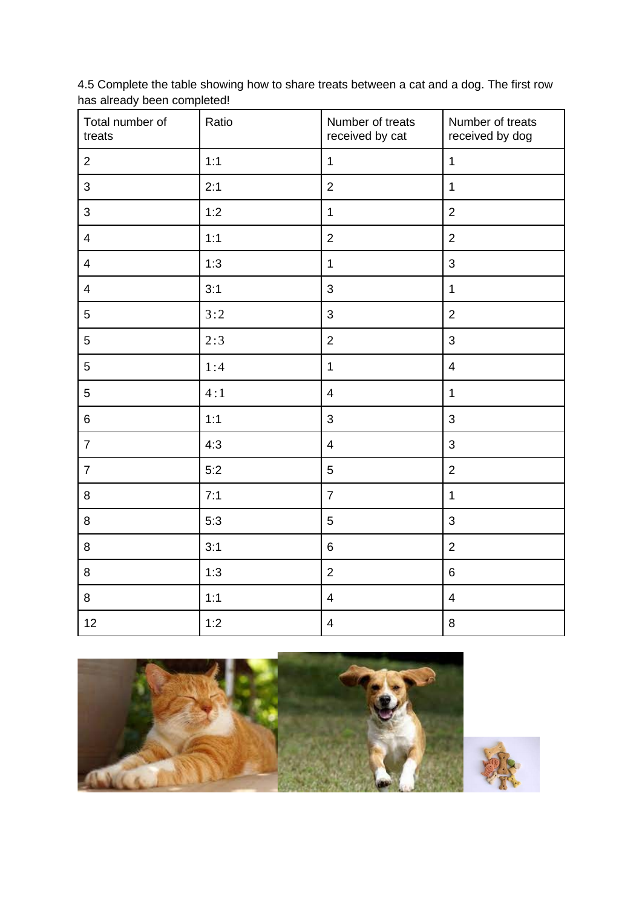4.5 Complete the table showing how to share treats between a cat and a dog. The first row has already been completed!

| Total number of treats | Ratio | Number of treats received by cat | Number of treats received by dog |
|---|---|---|---|
| 2 | 1:1 | 1 | 1 |
| 3 | 2:1 | 2 | 1 |
| 3 | 1:2 | 1 | 2 |
| 4 | 1:1 | 2 | 2 |
| 4 | 1:3 | 1 | 3 |
| 4 | 3:1 | 3 | 1 |
| 5 | 3:2 | 3 | 2 |
| 5 | 2:3 | 2 | 3 |
| 5 | 1:4 | 1 | 4 |
| 5 | 4:1 | 4 | 1 |
| 6 | 1:1 | 3 | 3 |
| 7 | 4:3 | 4 | 3 |
| 7 | 5:2 | 5 | 2 |
| 8 | 7:1 | 7 | 1 |
| 8 | 5:3 | 5 | 3 |
| 8 | 3:1 | 6 | 2 |
| 8 | 1:3 | 2 | 6 |
| 8 | 1:1 | 4 | 4 |
| 12 | 1:2 | 4 | 8 |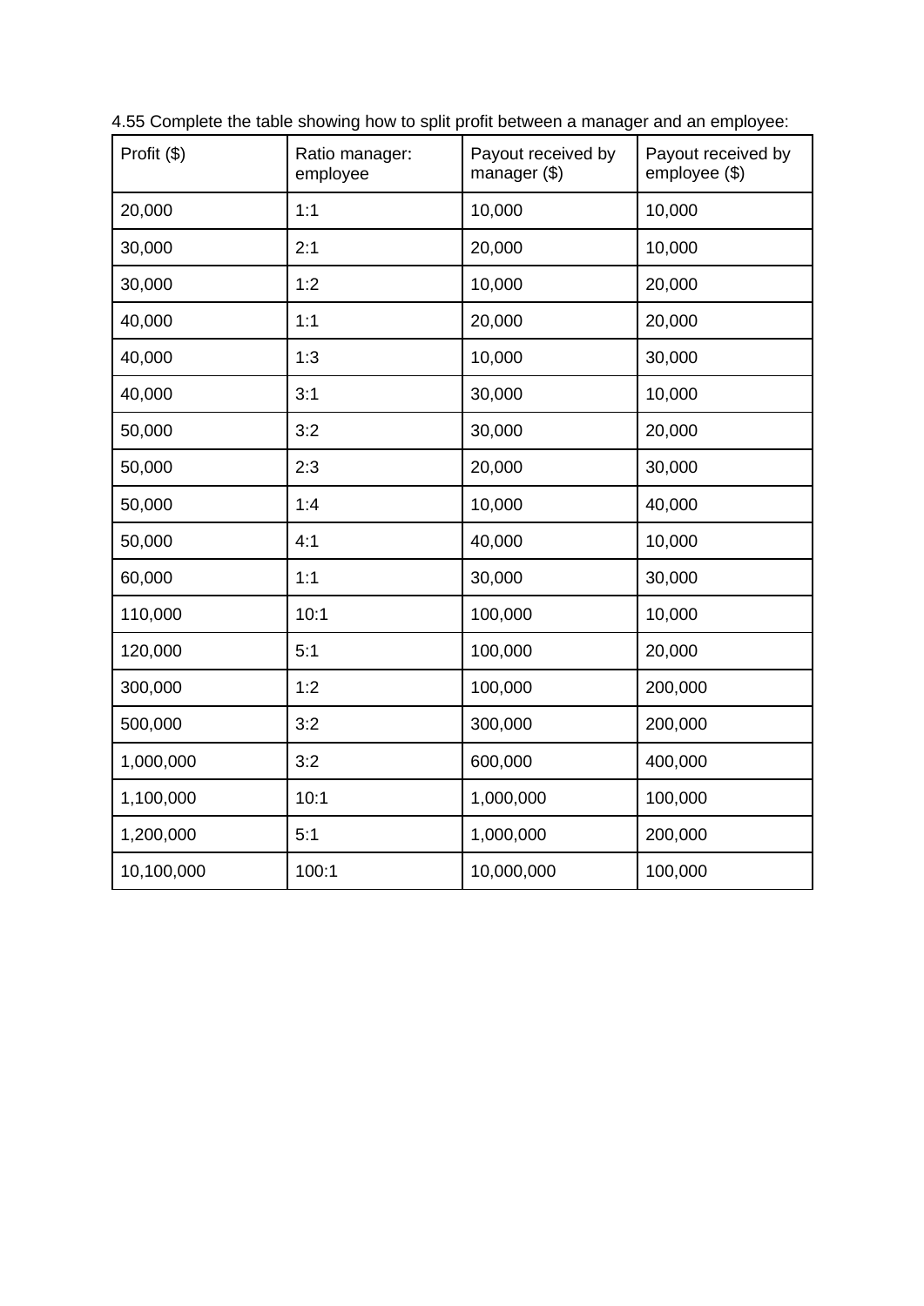4.55 Complete the table showing how to split profit between a manager and an employee:

| Profit ($) | Ratio manager: employee | Payout received by manager ($) | Payout received by employee ($) |
|---|---|---|---|
| 20,000 | 1:1 | 10,000 | 10,000 |
| 30,000 | 2:1 | 20,000 | 10,000 |
| 30,000 | 1:2 | 10,000 | 20,000 |
| 40,000 | 1:1 | 20,000 | 20,000 |
| 40,000 | 1:3 | 10,000 | 30,000 |
| 40,000 | 3:1 | 30,000 | 10,000 |
| 50,000 | 3:2 | 30,000 | 20,000 |
| 50,000 | 2:3 | 20,000 | 30,000 |
| 50,000 | 1:4 | 10,000 | 40,000 |
| 50,000 | 4:1 | 40,000 | 10,000 |
| 60,000 | 1:1 | 30,000 | 30,000 |
| 110,000 | 10:1 | 100,000 | 10,000 |
| 120,000 | 5:1 | 100,000 | 20,000 |
| 300,000 | 1:2 | 100,000 | 200,000 |
| 500,000 | 3:2 | 300,000 | 200,000 |
| 1,000,000 | 3:2 | 600,000 | 400,000 |
| 1,100,000 | 10:1 | 1,000,000 | 100,000 |
| 1,200,000 | 5:1 | 1,000,000 | 200,000 |
| 10,100,000 | 100:1 | 10,000,000 | 100,000 |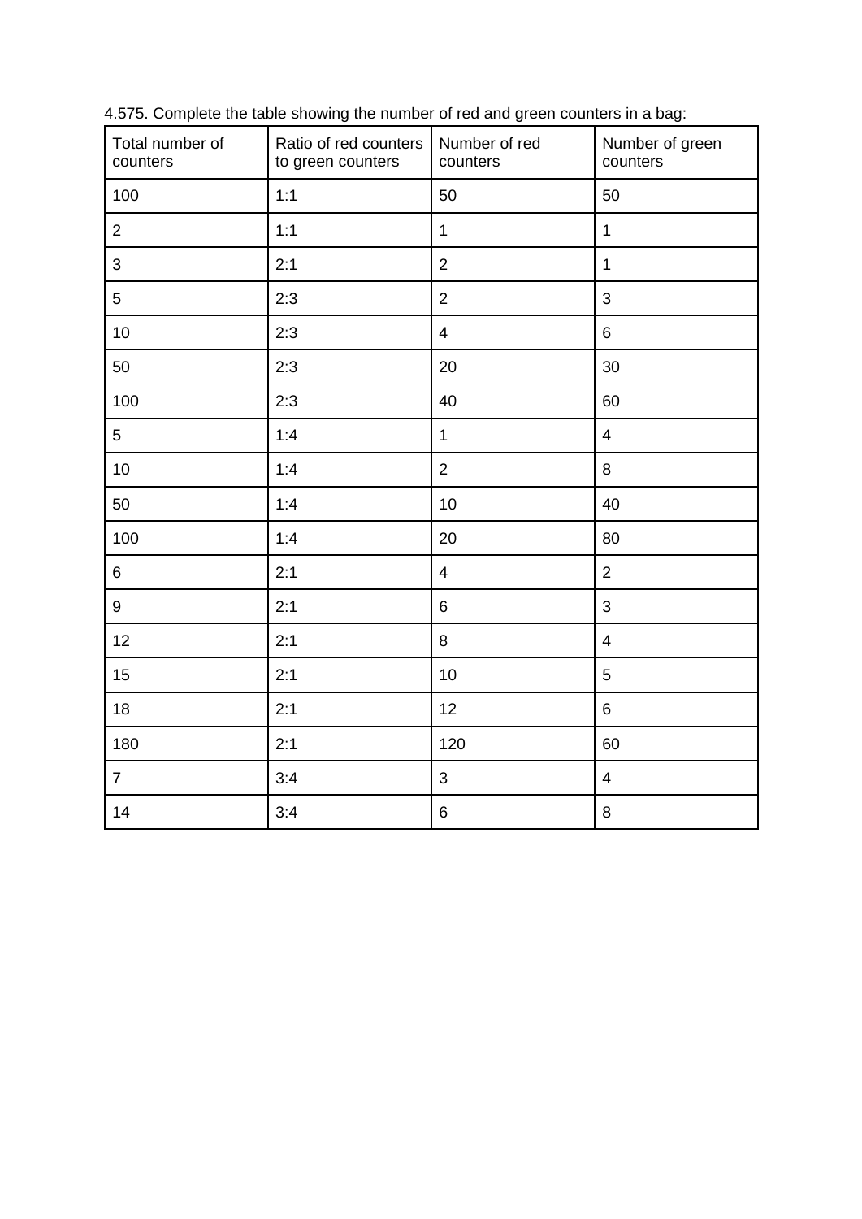4.575. Complete the table showing the number of red and green counters in a bag:

| Total number of counters | Ratio of red counters to green counters | Number of red counters | Number of green counters |
|---|---|---|---|
| 100 | 1:1 | 50 | 50 |
| 2 | 1:1 | 1 | 1 |
| 3 | 2:1 | 2 | 1 |
| 5 | 2:3 | 2 | 3 |
| 10 | 2:3 | 4 | 6 |
| 50 | 2:3 | 20 | 30 |
| 100 | 2:3 | 40 | 60 |
| 5 | 1:4 | 1 | 4 |
| 10 | 1:4 | 2 | 8 |
| 50 | 1:4 | 10 | 40 |
| 100 | 1:4 | 20 | 80 |
| 6 | 2:1 | 4 | 2 |
| 9 | 2:1 | 6 | 3 |
| 12 | 2:1 | 8 | 4 |
| 15 | 2:1 | 10 | 5 |
| 18 | 2:1 | 12 | 6 |
| 180 | 2:1 | 120 | 60 |
| 7 | 3:4 | 3 | 4 |
| 14 | 3:4 | 6 | 8 |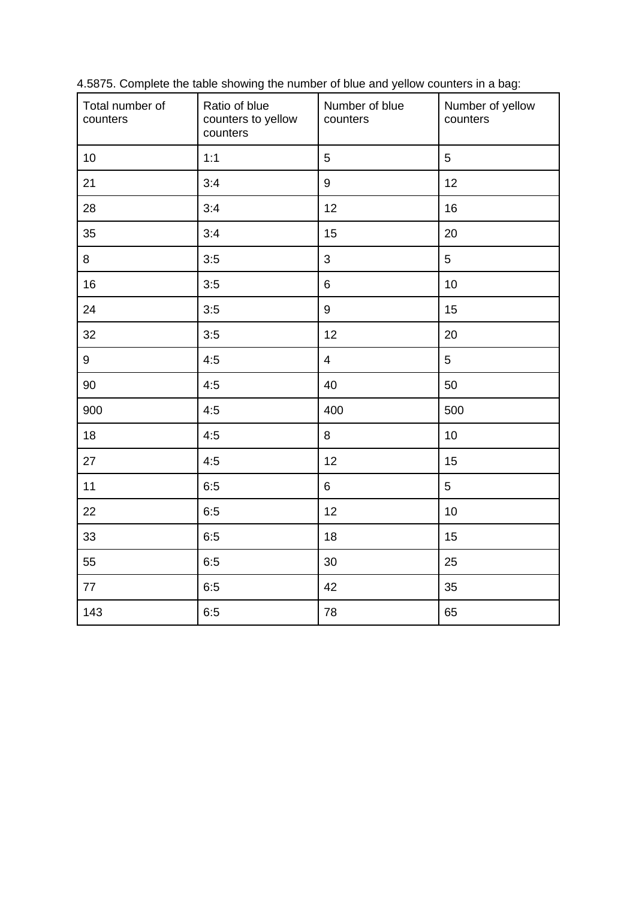4.5875. Complete the table showing the number of blue and yellow counters in a bag:

| Total number of counters | Ratio of blue counters to yellow counters | Number of blue counters | Number of yellow counters |
|---|---|---|---|
| 10 | 1:1 | 5 | 5 |
| 21 | 3:4 | 9 | 12 |
| 28 | 3:4 | 12 | 16 |
| 35 | 3:4 | 15 | 20 |
| 8 | 3:5 | 3 | 5 |
| 16 | 3:5 | 6 | 10 |
| 24 | 3:5 | 9 | 15 |
| 32 | 3:5 | 12 | 20 |
| 9 | 4:5 | 4 | 5 |
| 90 | 4:5 | 40 | 50 |
| 900 | 4:5 | 400 | 500 |
| 18 | 4:5 | 8 | 10 |
| 27 | 4:5 | 12 | 15 |
| 11 | 6:5 | 6 | 5 |
| 22 | 6:5 | 12 | 10 |
| 33 | 6:5 | 18 | 15 |
| 55 | 6:5 | 30 | 25 |
| 77 | 6:5 | 42 | 35 |
| 143 | 6:5 | 78 | 65 |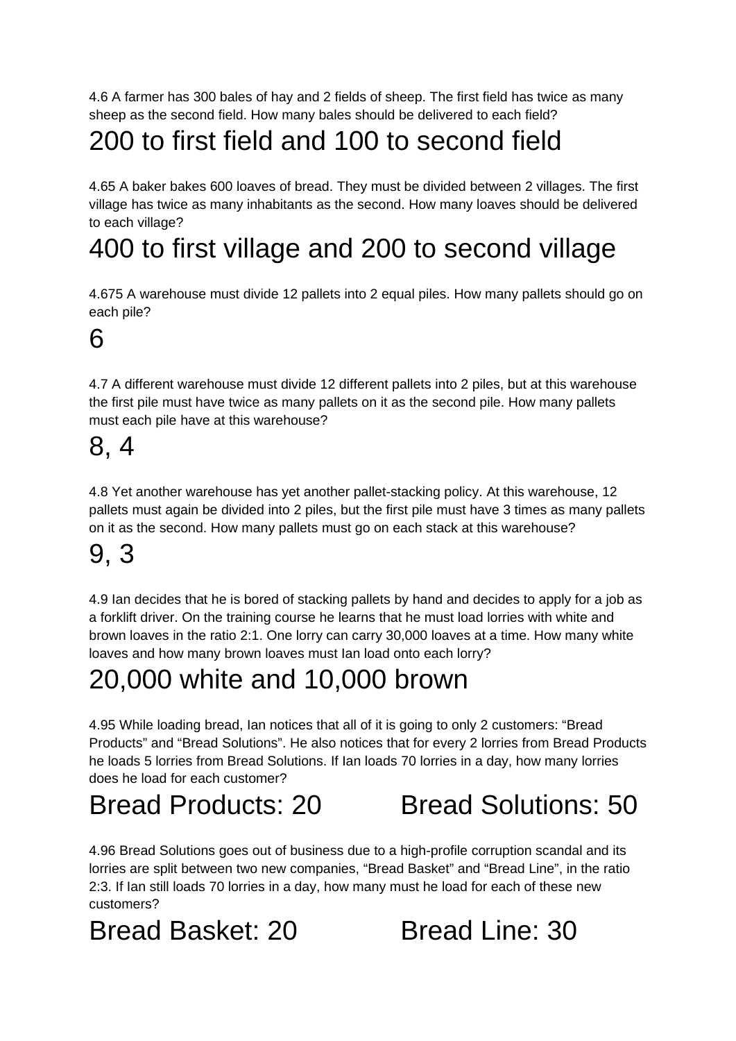4.6 A farmer has 300 bales of hay and 2 fields of sheep. The first field has twice as many sheep as the second field. How many bales should be delivered to each field?

## 200 to first field and 100 to second field

4.65 A baker bakes 600 loaves of bread. They must be divided between 2 villages. The first village has twice as many inhabitants as the second. How many loaves should be delivered to each village?

## 400 to first village and 200 to second village

4.675 A warehouse must divide 12 pallets into 2 equal piles. How many pallets should go on each pile?

## 6

4.7 A different warehouse must divide 12 different pallets into 2 piles, but at this warehouse the first pile must have twice as many pallets on it as the second pile. How many pallets must each pile have at this warehouse?

## 8, 4

4.8 Yet another warehouse has yet another pallet-stacking policy. At this warehouse, 12 pallets must again be divided into 2 piles, but the first pile must have 3 times as many pallets on it as the second. How many pallets must go on each stack at this warehouse?

## 9, 3

4.9 Ian decides that he is bored of stacking pallets by hand and decides to apply for a job as a forklift driver. On the training course he learns that he must load lorries with white and brown loaves in the ratio 2:1. One lorry can carry 30,000 loaves at a time. How many white loaves and how many brown loaves must Ian load onto each lorry?

## 20,000 white and 10,000 brown

4.95 While loading bread, Ian notices that all of it is going to only 2 customers: “Bread Products” and “Bread Solutions”. He also notices that for every 2 lorries from Bread Products he loads 5 lorries from Bread Solutions. If Ian loads 70 lorries in a day, how many lorries does he load for each customer?

## Bread Products: 20 Bread Solutions: 50

4.96 Bread Solutions goes out of business due to a high-profile corruption scandal and its lorries are split between two new companies, “Bread Basket” and “Bread Line”, in the ratio 2:3. If Ian still loads 70 lorries in a day, how many must he load for each of these new customers?

## Bread Basket: 20 Bread Line: 30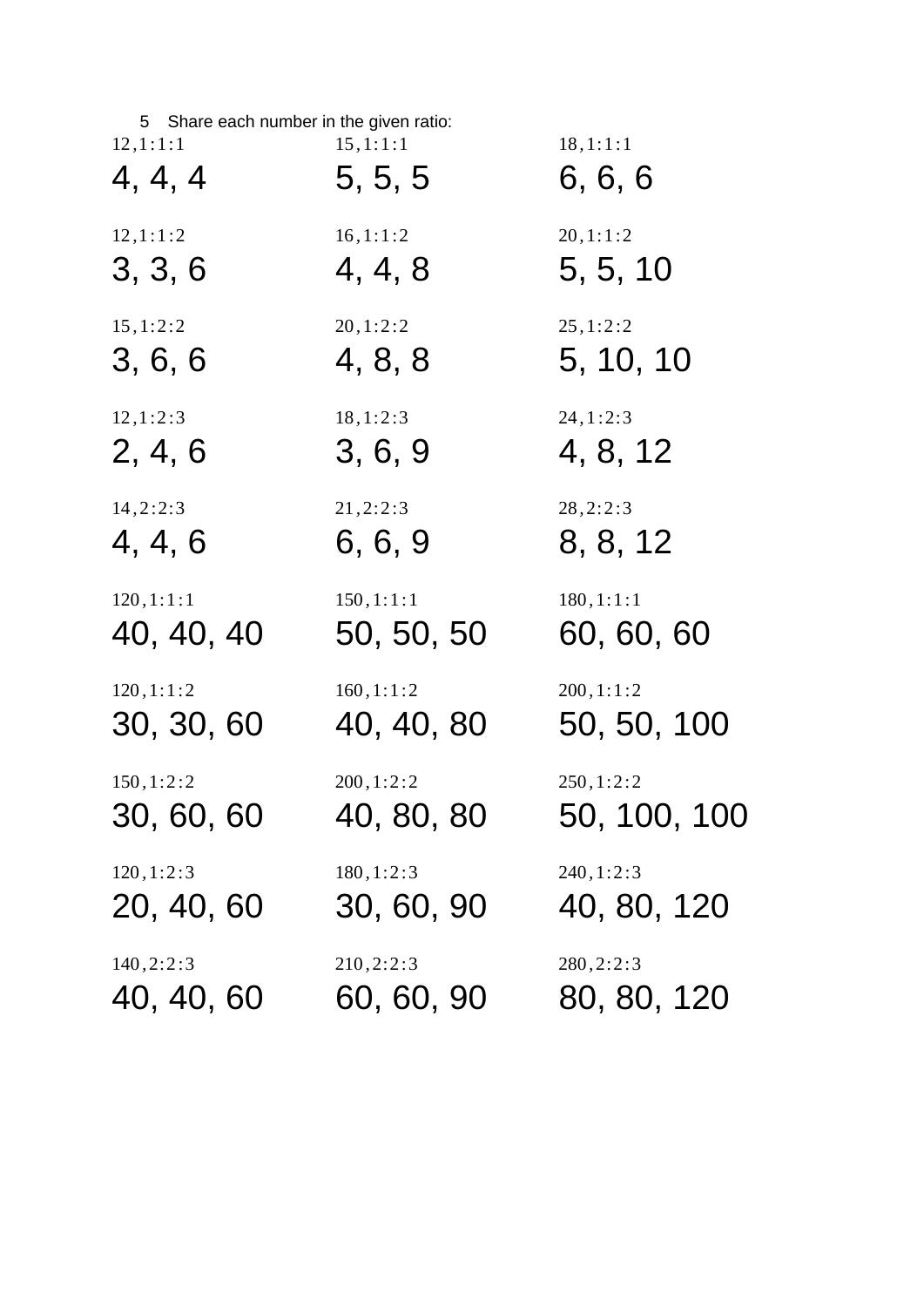5 Share each number in the given ratio:

| | | |
|---|---|---|
| $12, 1:1:1$ | $15, 1:1:1$ | $18, 1:1:1$ |
| 4, 4, 4 | 5, 5, 5 | 6, 6, 6 |
| $12, 1:1:2$ | $16, 1:1:2$ | $20, 1:1:2$ |
| 3, 3, 6 | 4, 4, 8 | 5, 5, 10 |
| $15, 1:2:2$ | $20, 1:2:2$ | $25, 1:2:2$ |
| 3, 6, 6 | 4, 8, 8 | 5, 10, 10 |
| $12, 1:2:3$ | $18, 1:2:3$ | $24, 1:2:3$ |
| 2, 4, 6 | 3, 6, 9 | 4, 8, 12 |
| $14, 2:2:3$ | $21, 2:2:3$ | $28, 2:2:3$ |
| 4, 4, 6 | 6, 6, 9 | 8, 8, 12 |
| $120, 1:1:1$ | $150, 1:1:1$ | $180, 1:1:1$ |
| 40, 40, 40 | 50, 50, 50 | 60, 60, 60 |
| $120, 1:1:2$ | $160, 1:1:2$ | $200, 1:1:2$ |
| 30, 30, 60 | 40, 40, 80 | 50, 50, 100 |
| $150, 1:2:2$ | $200, 1:2:2$ | $250, 1:2:2$ |
| 30, 60, 60 | 40, 80, 80 | 50, 100, 100 |
| $120, 1:2:3$ | $180, 1:2:3$ | $240, 1:2:3$ |
| 20, 40, 60 | 30, 60, 90 | 40, 80, 120 |
| $140, 2:2:3$ | $210, 2:2:3$ | $280, 2:2:3$ |
| 40, 40, 60 | 60, 60, 90 | 80, 80, 120 |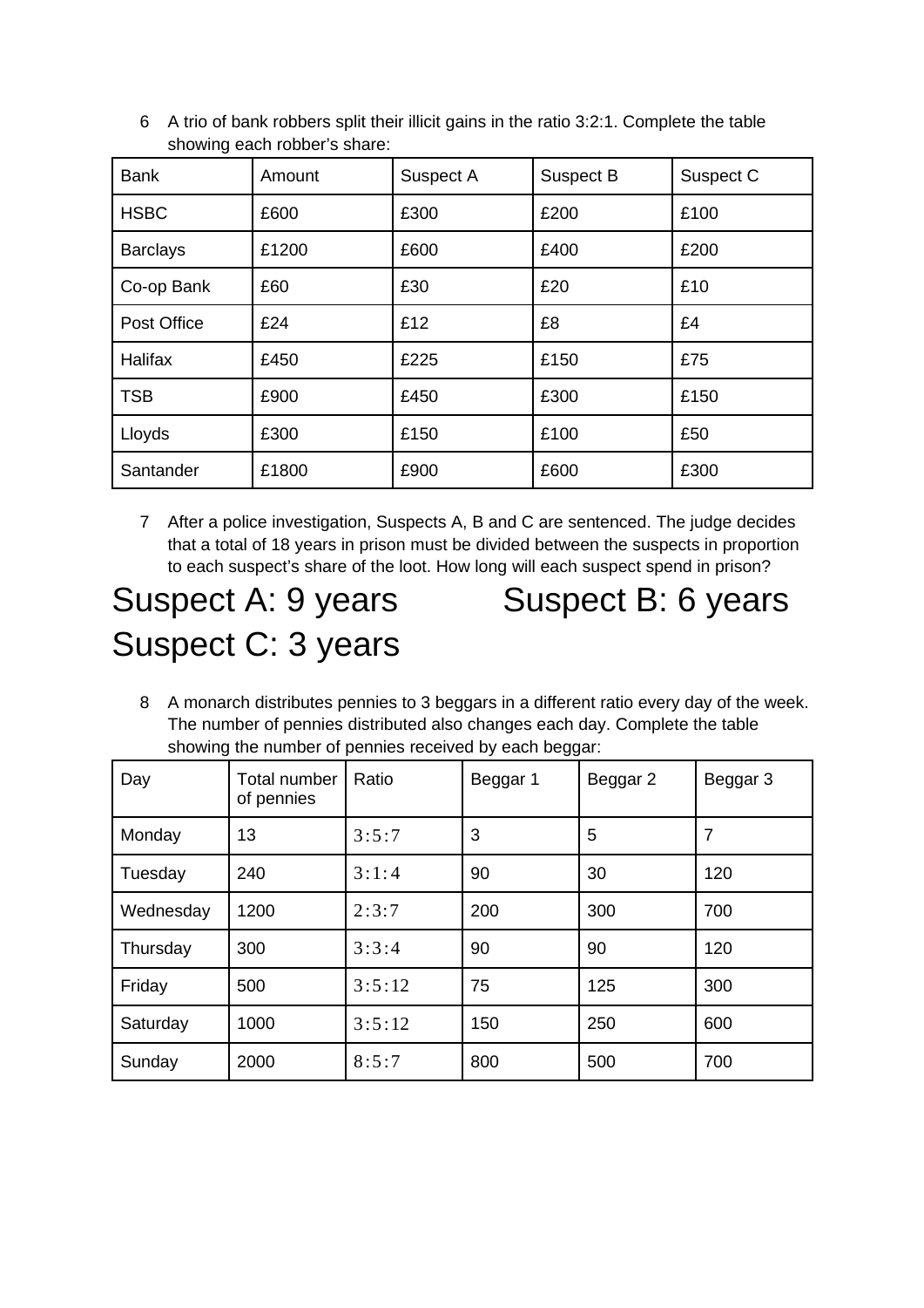6 A trio of bank robbers split their illicit gains in the ratio 3:2:1. Complete the table showing each robber's share:

| Bank | Amount | Suspect A | Suspect B | Suspect C |
| --- | --- | --- | --- | --- |
| HSBC | £600 | £300 | £200 | £100 |
| Barclays | £1200 | £600 | £400 | £200 |
| Co-op Bank | £60 | £30 | £20 | £10 |
| Post Office | £24 | £12 | £8 | £4 |
| Halifax | £450 | £225 | £150 | £75 |
| TSB | £900 | £450 | £300 | £150 |
| Lloyds | £300 | £150 | £100 | £50 |
| Santander | £1800 | £900 | £600 | £300 |

7 After a police investigation, Suspects A, B and C are sentenced. The judge decides that a total of 18 years in prison must be divided between the suspects in proportion to each suspect's share of the loot. How long will each suspect spend in prison?

Suspect A: 9 years Suspect B: 6 years Suspect C: 3 years

8 A monarch distributes pennies to 3 beggars in a different ratio every day of the week. The number of pennies distributed also changes each day. Complete the table showing the number of pennies received by each beggar:

| Day | Total number of pennies | Ratio | Beggar 1 | Beggar 2 | Beggar 3 |
| --- | --- | --- | --- | --- | --- |
| Monday | 13 | $3:5:7$ | 3 | 5 | 7 |
| Tuesday | 240 | $3:1:4$ | 90 | 30 | 120 |
| Wednesday | 1200 | $2:3:7$ | 200 | 300 | 700 |
| Thursday | 300 | $3:3:4$ | 90 | 90 | 120 |
| Friday | 500 | $3:5:12$ | 75 | 125 | 300 |
| Saturday | 1000 | $3:5:12$ | 150 | 250 | 600 |
| Sunday | 2000 | $8:5:7$ | 800 | 500 | 700 |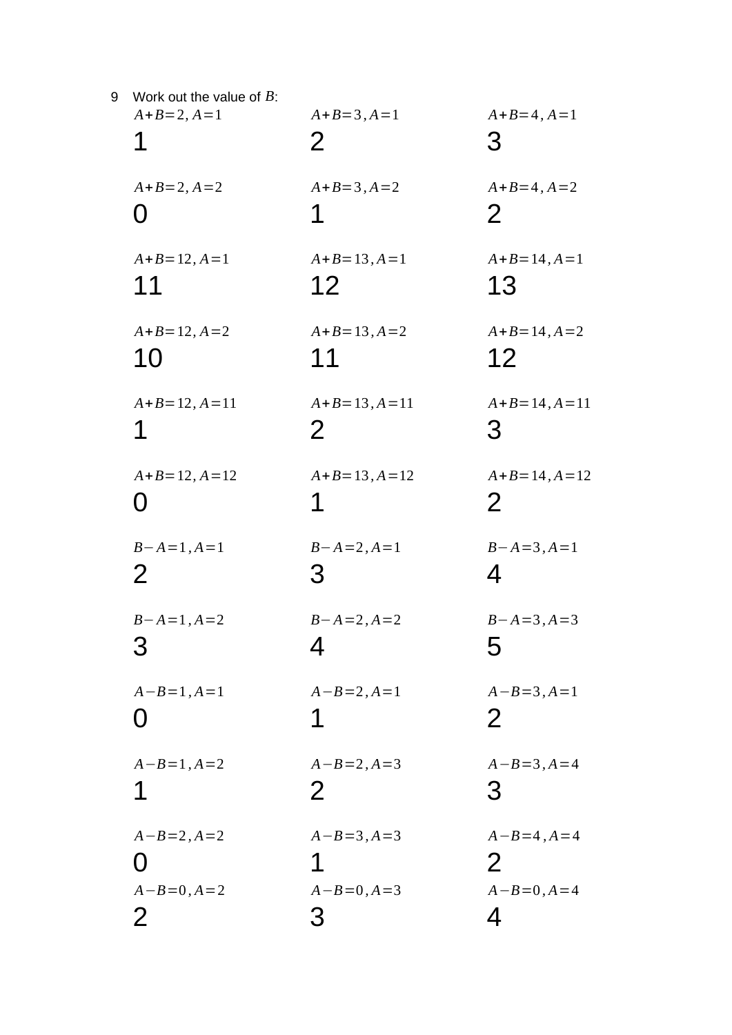9 Work out the value of $B$:

| | | |
|---|---|---|
| $A+B=2, A=1$ | $A+B=3, A=1$ | $A+B=4, A=1$ |
| 1 | 2 | 3 |
| $A+B=2, A=2$ | $A+B=3, A=2$ | $A+B=4, A=2$ |
| 0 | 1 | 2 |
| $A+B=12, A=1$ | $A+B=13, A=1$ | $A+B=14, A=1$ |
| 11 | 12 | 13 |
| $A+B=12, A=2$ | $A+B=13, A=2$ | $A+B=14, A=2$ |
| 10 | 11 | 12 |
| $A+B=12, A=11$ | $A+B=13, A=11$ | $A+B=14, A=11$ |
| 1 | 2 | 3 |
| $A+B=12, A=12$ | $A+B=13, A=12$ | $A+B=14, A=12$ |
| 0 | 1 | 2 |
| $B-A=1, A=1$ | $B-A=2, A=1$ | $B-A=3, A=1$ |
| 2 | 3 | 4 |
| $B-A=1, A=2$ | $B-A=2, A=2$ | $B-A=3, A=3$ |
| 3 | 4 | 5 |
| $A-B=1, A=1$ | $A-B=2, A=1$ | $A-B=3, A=1$ |
| 0 | 1 | 2 |
| $A-B=1, A=2$ | $A-B=2, A=3$ | $A-B=3, A=4$ |
| 1 | 2 | 3 |
| $A-B=2, A=2$ | $A-B=3, A=3$ | $A-B=4, A=4$ |
| 0 | 1 | 2 |
| $A-B=0, A=2$ | $A-B=0, A=3$ | $A-B=0, A=4$ |
| 2 | 3 | 4 |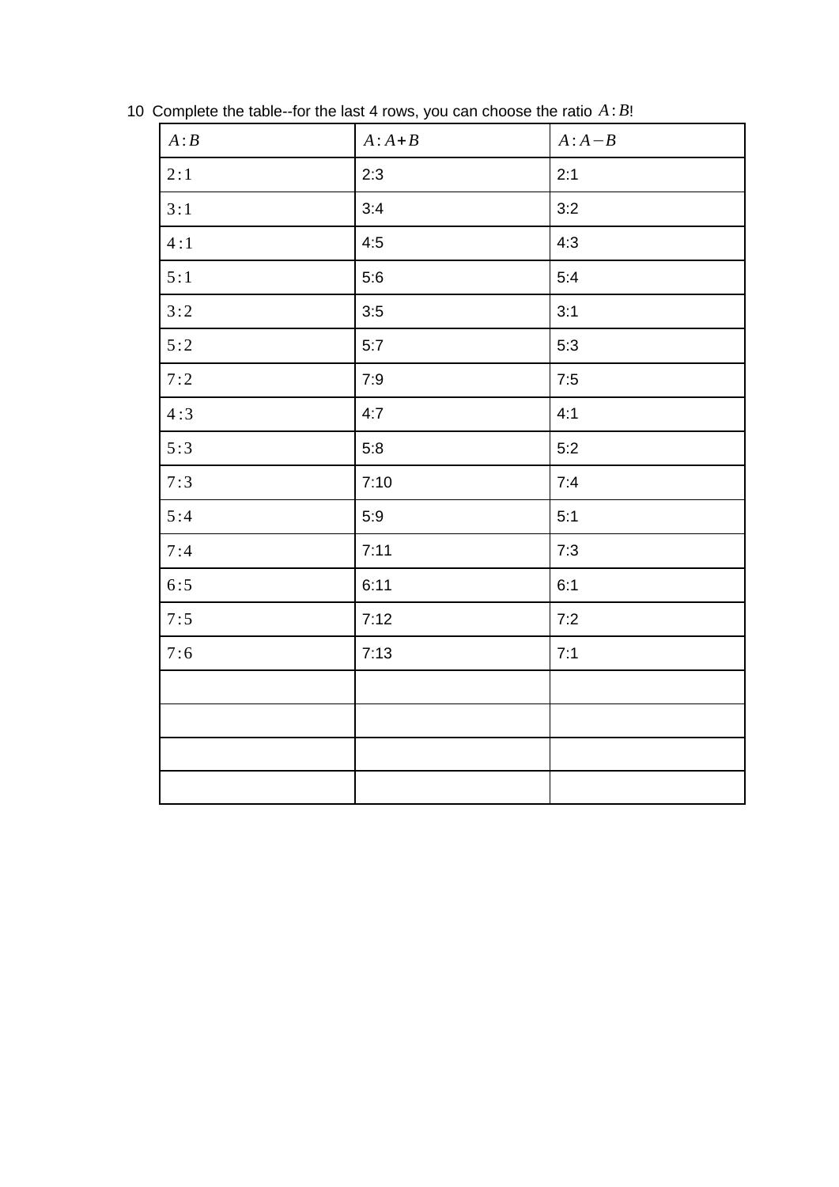10 Complete the table--for the last 4 rows, you can choose the ratio $A:B$!

| $A:B$ | $A:A+B$ | $A:A-B$ |
|---|---|---|
| $2:1$ | 2:3 | 2:1 |
| $3:1$ | 3:4 | 3:2 |
| $4:1$ | 4:5 | 4:3 |
| $5:1$ | 5:6 | 5:4 |
| $3:2$ | 3:5 | 3:1 |
| $5:2$ | 5:7 | 5:3 |
| $7:2$ | 7:9 | 7:5 |
| $4:3$ | 4:7 | 4:1 |
| $5:3$ | 5:8 | 5:2 |
| $7:3$ | 7:10 | 7:4 |
| $5:4$ | 5:9 | 5:1 |
| $7:4$ | 7:11 | 7:3 |
| $6:5$ | 6:11 | 6:1 |
| $7:5$ | 7:12 | 7:2 |
| $7:6$ | 7:13 | 7:1 |
| | | |
| | | |
| | | |
| | | |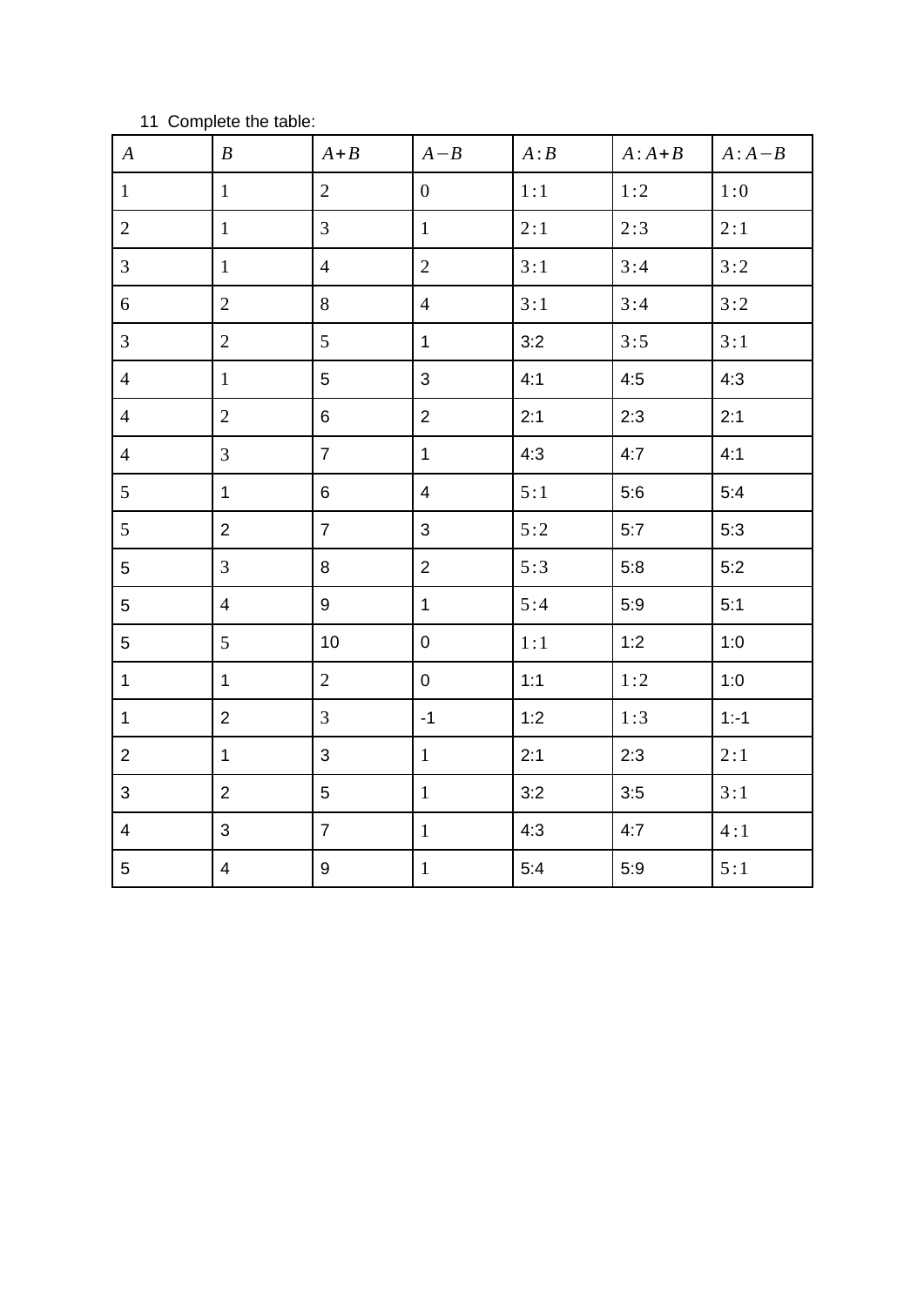11 Complete the table:

| $A$ | $B$ | $A+B$ | $A-B$ | $A:B$ | $A:A+B$ | $A:A-B$ |
|---|---|---|---|---|---|---|
| 1 | 1 | 2 | 0 | 1:1 | 1:2 | 1:0 |
| 2 | 1 | 3 | 1 | 2:1 | 2:3 | 2:1 |
| 3 | 1 | 4 | 2 | 3:1 | 3:4 | 3:2 |
| 6 | 2 | 8 | 4 | 3:1 | 3:4 | 3:2 |
| 3 | 2 | 5 | 1 | 3:2 | 3:5 | 3:1 |
| 4 | 1 | 5 | 3 | 4:1 | 4:5 | 4:3 |
| 4 | 2 | 6 | 2 | 2:1 | 2:3 | 2:1 |
| 4 | 3 | 7 | 1 | 4:3 | 4:7 | 4:1 |
| 5 | 1 | 6 | 4 | 5:1 | 5:6 | 5:4 |
| 5 | 2 | 7 | 3 | 5:2 | 5:7 | 5:3 |
| 5 | 3 | 8 | 2 | 5:3 | 5:8 | 5:2 |
| 5 | 4 | 9 | 1 | 5:4 | 5:9 | 5:1 |
| 5 | 5 | 10 | 0 | 1:1 | 1:2 | 1:0 |
| 1 | 1 | 2 | 0 | 1:1 | 1:2 | 1:0 |
| 1 | 2 | 3 | -1 | 1:2 | 1:3 | 1:-1 |
| 2 | 1 | 3 | 1 | 2:1 | 2:3 | 2:1 |
| 3 | 2 | 5 | 1 | 3:2 | 3:5 | 3:1 |
| 4 | 3 | 7 | 1 | 4:3 | 4:7 | 4:1 |
| 5 | 4 | 9 | 1 | 5:4 | 5:9 | 5:1 |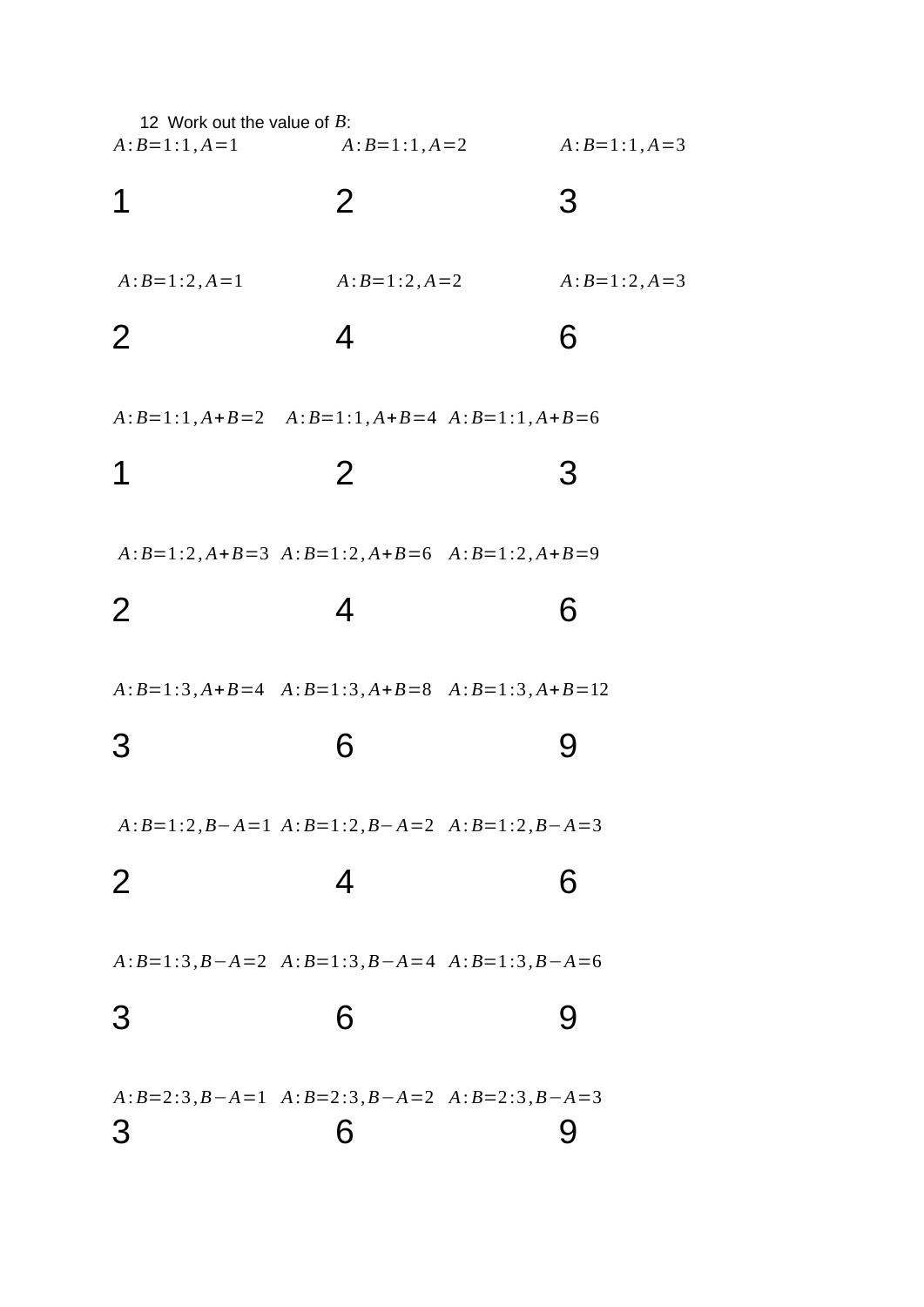12 Work out the value of $B$:

| | | |
|---|---|---|
| $A:B=1:1, A=1$ | $A:B=1:1, A=2$ | $A:B=1:1, A=3$ |
| 1 | 2 | 3 |
| $A:B=1:2, A=1$ | $A:B=1:2, A=2$ | $A:B=1:2, A=3$ |
| 2 | 4 | 6 |
| $A:B=1:1, A+B=2$ | $A:B=1:1, A+B=4$ | $A:B=1:1, A+B=6$ |
| 1 | 2 | 3 |
| $A:B=1:2, A+B=3$ | $A:B=1:2, A+B=6$ | $A:B=1:2, A+B=9$ |
| 2 | 4 | 6 |
| $A:B=1:3, A+B=4$ | $A:B=1:3, A+B=8$ | $A:B=1:3, A+B=12$ |
| 3 | 6 | 9 |
| $A:B=1:2, B-A=1$ | $A:B=1:2, B-A=2$ | $A:B=1:2, B-A=3$ |
| 2 | 4 | 6 |
| $A:B=1:3, B-A=2$ | $A:B=1:3, B-A=4$ | $A:B=1:3, B-A=6$ |
| 3 | 6 | 9 |
| $A:B=2:3, B-A=1$ | $A:B=2:3, B-A=2$ | $A:B=2:3, B-A=3$ |
| 3 | 6 | 9 |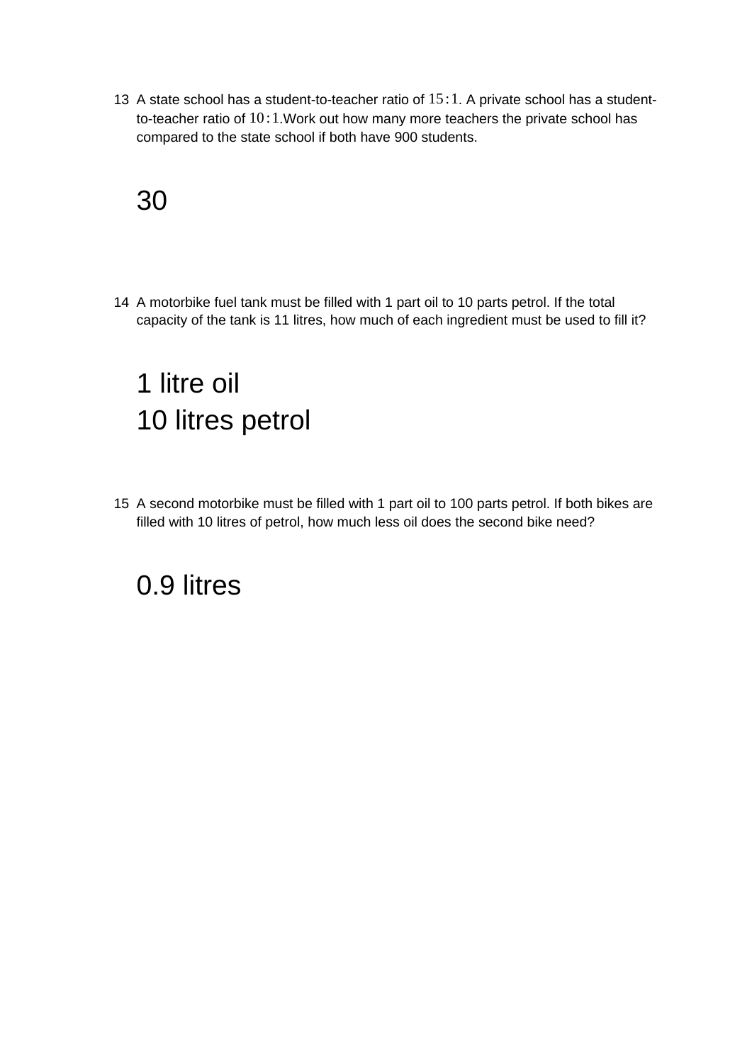13 A state school has a student-to-teacher ratio of $15:1$. A private school has a student-to-teacher ratio of $10:1$.Work out how many more teachers the private school has compared to the state school if both have 900 students.

30

14 A motorbike fuel tank must be filled with 1 part oil to 10 parts petrol. If the total capacity of the tank is 11 litres, how much of each ingredient must be used to fill it?

1 litre oil
10 litres petrol

15 A second motorbike must be filled with 1 part oil to 100 parts petrol. If both bikes are filled with 10 litres of petrol, how much less oil does the second bike need?

0.9 litres